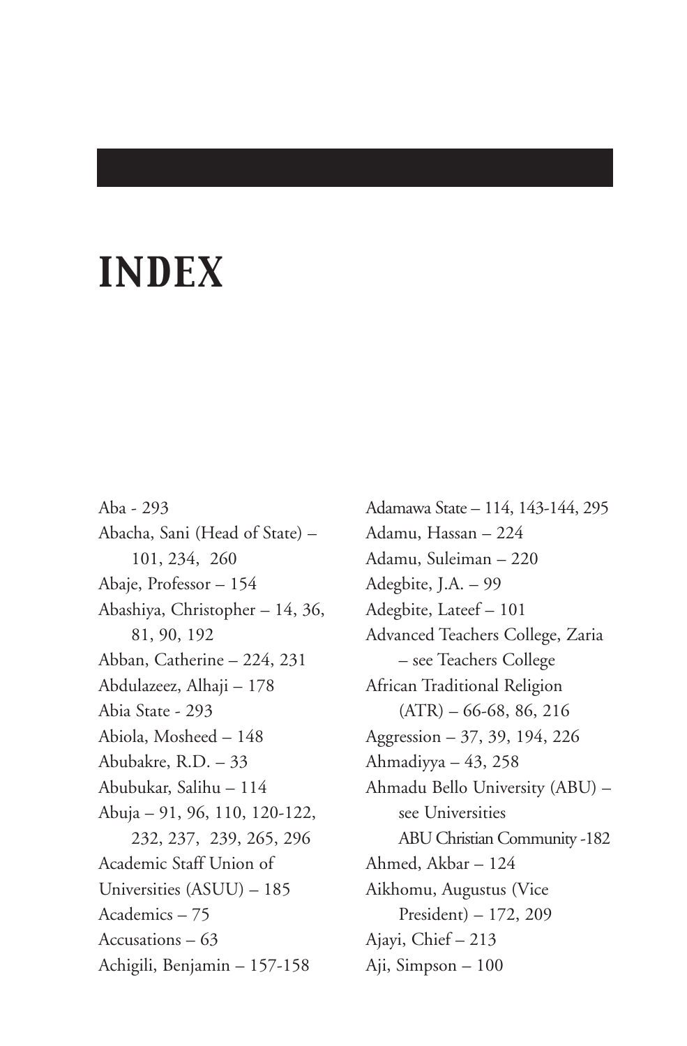# INDEX

Aba - 293
Abacha, Sani (Head of State) – 101, 234, 260
Abaje, Professor – 154
Abashiya, Christopher – 14, 36, 81, 90, 192
Abban, Catherine – 224, 231
Abdulazeez, Alhaji – 178
Abia State - 293
Abiola, Mosheed – 148
Abubakre, R.D. – 33
Abubukar, Salihu – 114
Abuja – 91, 96, 110, 120-122, 232, 237, 239, 265, 296
Academic Staff Union of Universities (ASUU) – 185
Academics – 75
Accusations – 63
Achigili, Benjamin – 157-158
Adamawa State – 114, 143-144, 295
Adamu, Hassan – 224
Adamu, Suleiman – 220
Adegbite, J.A. – 99
Adegbite, Lateef – 101
Advanced Teachers College, Zaria – see Teachers College
African Traditional Religion (ATR) – 66-68, 86, 216
Aggression – 37, 39, 194, 226
Ahmadiyya – 43, 258
Ahmadu Bello University (ABU) – see Universities
ABU Christian Community -182
Ahmed, Akbar – 124
Aikhomu, Augustus (Vice President) – 172, 209
Ajayi, Chief – 213
Aji, Simpson – 100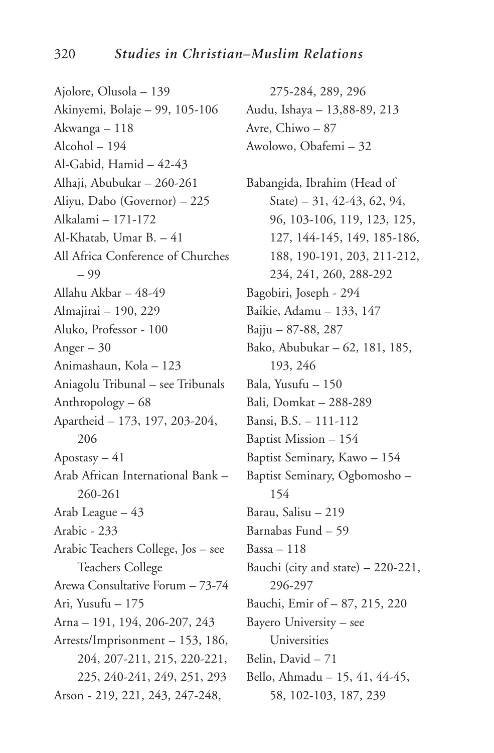Ajolore, Olusola – 139
Akinyemi, Bolaje – 99, 105-106
Akwanga – 118
Alcohol – 194
Al-Gabid, Hamid – 42-43
Alhaji, Abubukar – 260-261
Aliyu, Dabo (Governor) – 225
Alkalami – 171-172
Al-Khatab, Umar B. – 41
All Africa Conference of Churches – 99
Allahu Akbar – 48-49
Almajirai – 190, 229
Aluko, Professor - 100
Anger – 30
Animashaun, Kola – 123
Aniagolu Tribunal – see Tribunals
Anthropology – 68
Apartheid – 173, 197, 203-204, 206
Apostasy – 41
Arab African International Bank – 260-261
Arab League – 43
Arabic - 233
Arabic Teachers College, Jos – see Teachers College
Arewa Consultative Forum – 73-74
Ari, Yusufu – 175
Arna – 191, 194, 206-207, 243
Arrests/Imprisonment – 153, 186, 204, 207-211, 215, 220-221, 225, 240-241, 249, 251, 293
Arson - 219, 221, 243, 247-248, 275-284, 289, 296
Audu, Ishaya – 13,88-89, 213
Avre, Chiwo – 87
Awolowo, Obafemi – 32

Babangida, Ibrahim (Head of State) – 31, 42-43, 62, 94, 96, 103-106, 119, 123, 125, 127, 144-145, 149, 185-186, 188, 190-191, 203, 211-212, 234, 241, 260, 288-292
Bagobiri, Joseph - 294
Baikie, Adamu – 133, 147
Bajju – 87-88, 287
Bako, Abubukar – 62, 181, 185, 193, 246
Bala, Yusufu – 150
Bali, Domkat – 288-289
Bansi, B.S. – 111-112
Baptist Mission – 154
Baptist Seminary, Kawo – 154
Baptist Seminary, Ogbomosho – 154
Barau, Salisu – 219
Barnabas Fund – 59
Bassa – 118
Bauchi (city and state) – 220-221, 296-297
Bauchi, Emir of – 87, 215, 220
Bayero University – see Universities
Belin, David – 71
Bello, Ahmadu – 15, 41, 44-45, 58, 102-103, 187, 239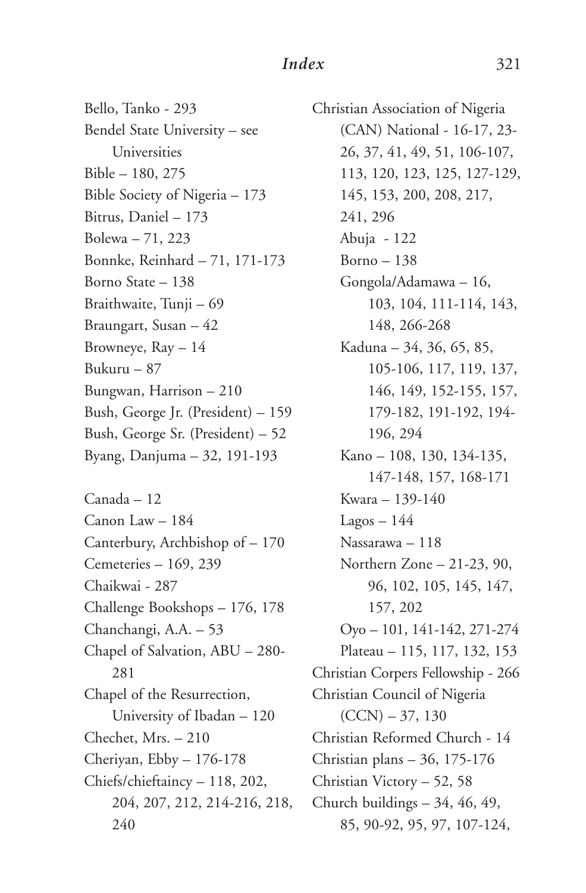Bello, Tanko - 293
Bendel State University – see Universities
Bible – 180, 275
Bible Society of Nigeria – 173
Bitrus, Daniel – 173
Bolewa – 71, 223
Bonnke, Reinhard – 71, 171-173
Borno State – 138
Braithwaite, Tunji – 69
Braungart, Susan – 42
Browneye, Ray – 14
Bukuru – 87
Bungwan, Harrison – 210
Bush, George Jr. (President) – 159
Bush, George Sr. (President) – 52
Byang, Danjuma – 32, 191-193

Canada – 12
Canon Law – 184
Canterbury, Archbishop of – 170
Cemeteries – 169, 239
Chaikwai - 287
Challenge Bookshops – 176, 178
Chanchangi, A.A. – 53
Chapel of Salvation, ABU – 280-281
Chapel of the Resurrection, University of Ibadan – 120
Chechet, Mrs. – 210
Cheriyan, Ebby – 176-178
Chiefs/chieftaincy – 118, 202, 204, 207, 212, 214-216, 218, 240
Christian Association of Nigeria (CAN) National - 16-17, 23-26, 37, 41, 49, 51, 106-107, 113, 120, 123, 125, 127-129, 145, 153, 200, 208, 217, 241, 296
- Abuja - 122
- Borno – 138
- Gongola/Adamawa – 16, 103, 104, 111-114, 143, 148, 266-268
- Kaduna – 34, 36, 65, 85, 105-106, 117, 119, 137, 146, 149, 152-155, 157, 179-182, 191-192, 194-196, 294
- Kano – 108, 130, 134-135, 147-148, 157, 168-171
- Kwara – 139-140
- Lagos – 144
- Nassarawa – 118
- Northern Zone – 21-23, 90, 96, 102, 105, 145, 147, 157, 202
- Oyo – 101, 141-142, 271-274
- Plateau – 115, 117, 132, 153

Christian Corpers Fellowship - 266
Christian Council of Nigeria (CCN) – 37, 130
Christian Reformed Church - 14
Christian plans – 36, 175-176
Christian Victory – 52, 58
Church buildings – 34, 46, 49, 85, 90-92, 95, 97, 107-124,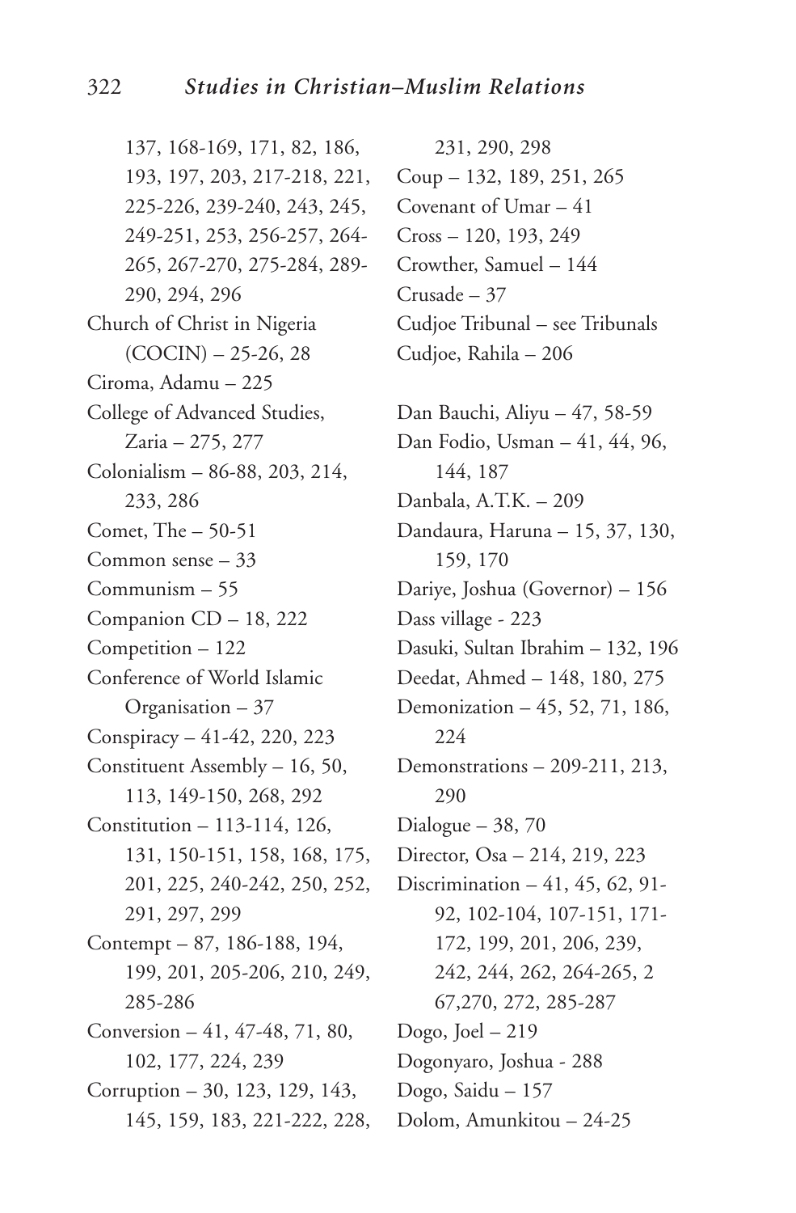137, 168-169, 171, 82, 186, 193, 197, 203, 217-218, 221, 225-226, 239-240, 243, 245, 249-251, 253, 256-257, 264-265, 267-270, 275-284, 289-290, 294, 296

Church of Christ in Nigeria (COCIN) – 25-26, 28

Ciroma, Adamu – 225

College of Advanced Studies, Zaria – 275, 277

Colonialism – 86-88, 203, 214, 233, 286

Comet, The – 50-51

Common sense – 33

Communism – 55

Companion CD – 18, 222

Competition – 122

Conference of World Islamic Organisation – 37

Conspiracy – 41-42, 220, 223

Constituent Assembly – 16, 50, 113, 149-150, 268, 292

Constitution – 113-114, 126, 131, 150-151, 158, 168, 175, 201, 225, 240-242, 250, 252, 291, 297, 299

Contempt – 87, 186-188, 194, 199, 201, 205-206, 210, 249, 285-286

Conversion – 41, 47-48, 71, 80, 102, 177, 224, 239

Corruption – 30, 123, 129, 143, 145, 159, 183, 221-222, 228, 231, 290, 298

Coup – 132, 189, 251, 265

Covenant of Umar – 41

Cross – 120, 193, 249

Crowther, Samuel – 144

Crusade – 37

Cudjoe Tribunal – see Tribunals

Cudjoe, Rahila – 206

Dan Bauchi, Aliyu – 47, 58-59

Dan Fodio, Usman – 41, 44, 96, 144, 187

Danbala, A.T.K. – 209

Dandaura, Haruna – 15, 37, 130, 159, 170

Dariye, Joshua (Governor) – 156

Dass village - 223

Dasuki, Sultan Ibrahim – 132, 196

Deedat, Ahmed – 148, 180, 275

Demonization – 45, 52, 71, 186, 224

Demonstrations – 209-211, 213, 290

Dialogue – 38, 70

Director, Osa – 214, 219, 223

Discrimination – 41, 45, 62, 91-92, 102-104, 107-151, 171-172, 199, 201, 206, 239, 242, 244, 262, 264-265, 2 67,270, 272, 285-287

Dogo, Joel – 219

Dogonyaro, Joshua - 288

Dogo, Saidu – 157

Dolom, Amunkitou – 24-25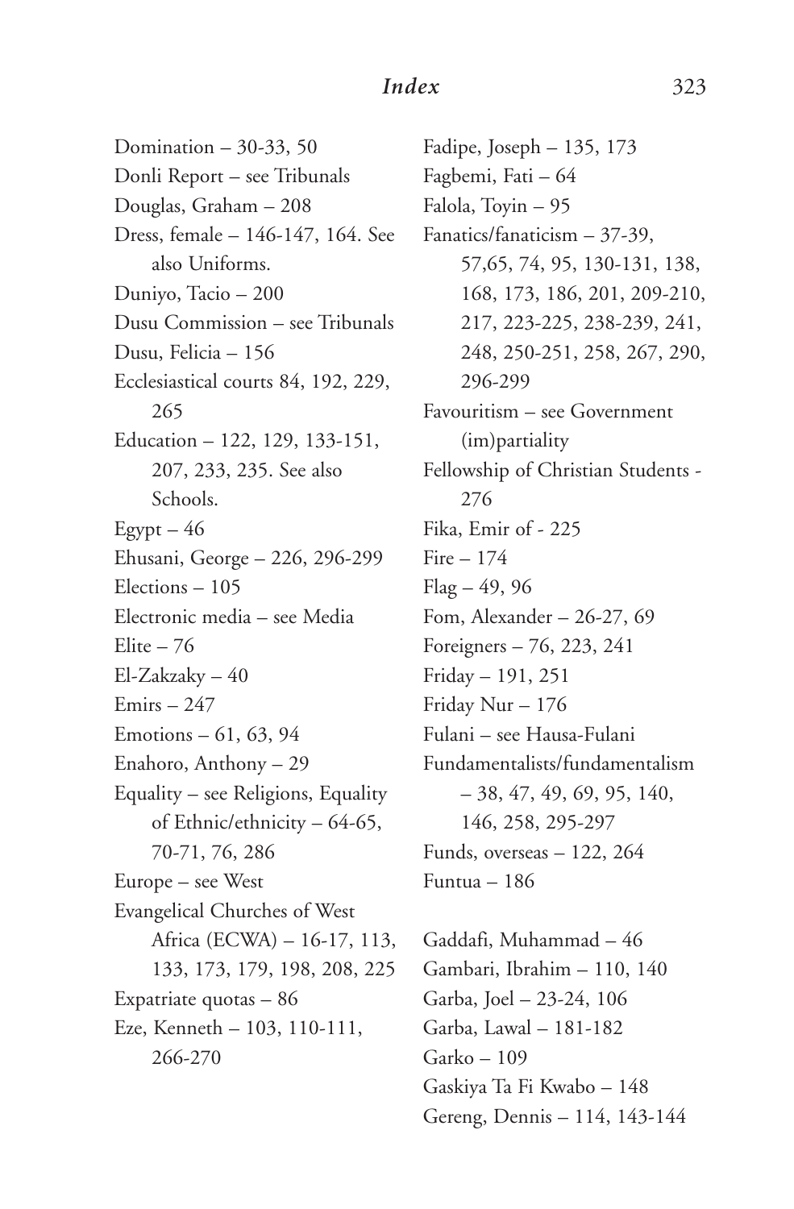Domination – 30-33, 50
Donli Report – see Tribunals
Douglas, Graham – 208
Dress, female – 146-147, 164. See also Uniforms.
Duniyo, Tacio – 200
Dusu Commission – see Tribunals
Dusu, Felicia – 156
Ecclesiastical courts 84, 192, 229, 265
Education – 122, 129, 133-151, 207, 233, 235. See also Schools.
Egypt – 46
Ehusani, George – 226, 296-299
Elections – 105
Electronic media – see Media
Elite – 76
El-Zakzaky – 40
Emirs – 247
Emotions – 61, 63, 94
Enahoro, Anthony – 29
Equality – see Religions, Equality of Ethnic/ethnicity – 64-65, 70-71, 76, 286
Europe – see West
Evangelical Churches of West Africa (ECWA) – 16-17, 113, 133, 173, 179, 198, 208, 225
Expatriate quotas – 86
Eze, Kenneth – 103, 110-111, 266-270
Fadipe, Joseph – 135, 173
Fagbemi, Fati – 64
Falola, Toyin – 95
Fanatics/fanaticism – 37-39, 57,65, 74, 95, 130-131, 138, 168, 173, 186, 201, 209-210, 217, 223-225, 238-239, 241, 248, 250-251, 258, 267, 290, 296-299
Favouritism – see Government (im)partiality
Fellowship of Christian Students - 276
Fika, Emir of - 225
Fire – 174
Flag – 49, 96
Fom, Alexander – 26-27, 69
Foreigners – 76, 223, 241
Friday – 191, 251
Friday Nur – 176
Fulani – see Hausa-Fulani
Fundamentalists/fundamentalism – 38, 47, 49, 69, 95, 140, 146, 258, 295-297
Funds, overseas – 122, 264
Funtua – 186

Gaddafi, Muhammad – 46
Gambari, Ibrahim – 110, 140
Garba, Joel – 23-24, 106
Garba, Lawal – 181-182
Garko – 109
Gaskiya Ta Fi Kwabo – 148
Gereng, Dennis – 114, 143-144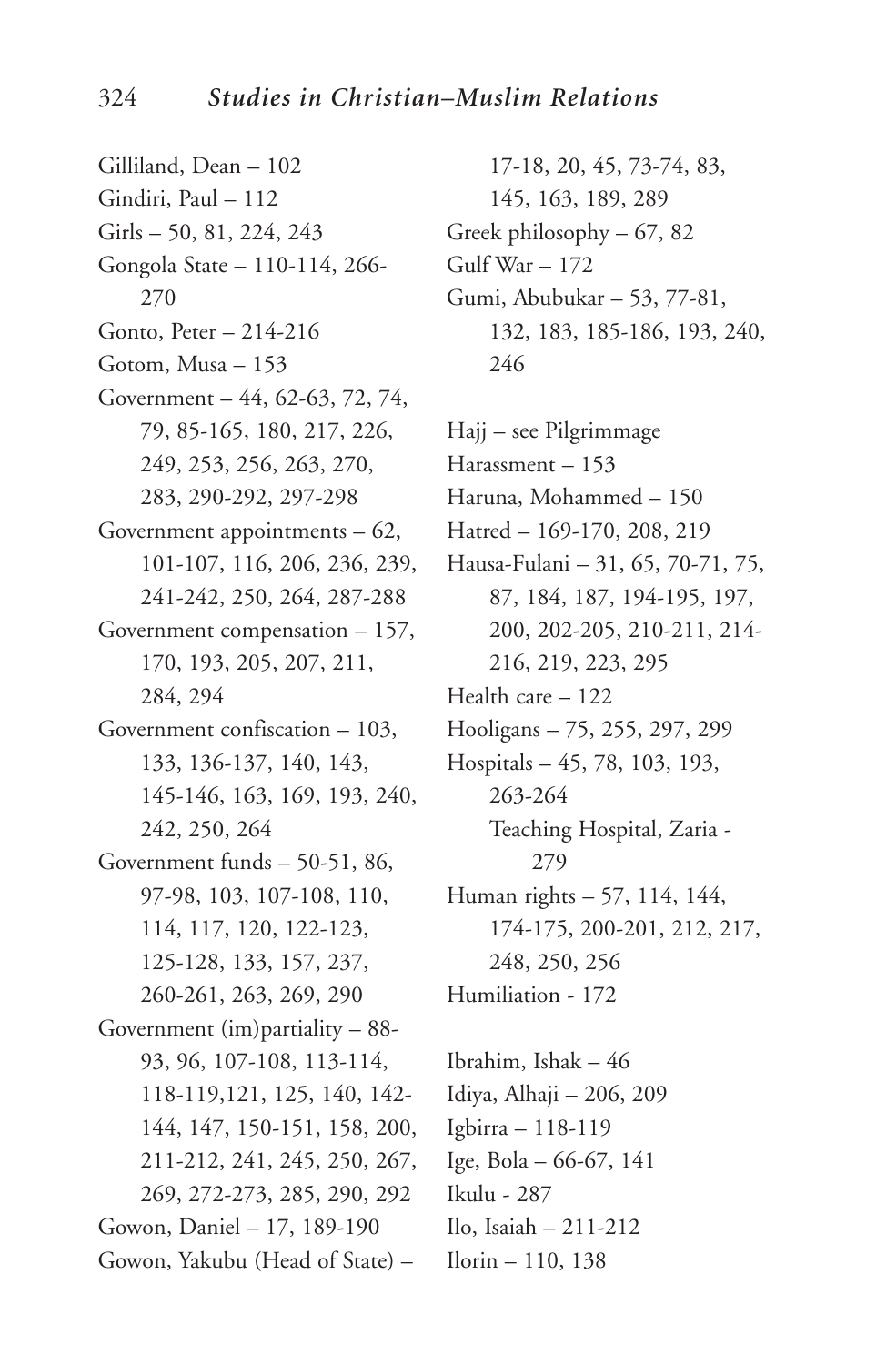Gilliland, Dean – 102
Gindiri, Paul – 112
Girls – 50, 81, 224, 243
Gongola State – 110-114, 266-270
Gonto, Peter – 214-216
Gotom, Musa – 153
Government – 44, 62-63, 72, 74, 79, 85-165, 180, 217, 226, 249, 253, 256, 263, 270, 283, 290-292, 297-298
Government appointments – 62, 101-107, 116, 206, 236, 239, 241-242, 250, 264, 287-288
Government compensation – 157, 170, 193, 205, 207, 211, 284, 294
Government confiscation – 103, 133, 136-137, 140, 143, 145-146, 163, 169, 193, 240, 242, 250, 264
Government funds – 50-51, 86, 97-98, 103, 107-108, 110, 114, 117, 120, 122-123, 125-128, 133, 157, 237, 260-261, 263, 269, 290
Government (im)partiality – 88-93, 96, 107-108, 113-114, 118-119,121, 125, 140, 142-144, 147, 150-151, 158, 200, 211-212, 241, 245, 250, 267, 269, 272-273, 285, 290, 292
Gowon, Daniel – 17, 189-190
Gowon, Yakubu (Head of State) – 17-18, 20, 45, 73-74, 83, 145, 163, 189, 289
Greek philosophy – 67, 82
Gulf War – 172
Gumi, Abubukar – 53, 77-81, 132, 183, 185-186, 193, 240, 246

Hajj – see Pilgrimmage
Harassment – 153
Haruna, Mohammed – 150
Hatred – 169-170, 208, 219
Hausa-Fulani – 31, 65, 70-71, 75, 87, 184, 187, 194-195, 197, 200, 202-205, 210-211, 214-216, 219, 223, 295
Health care – 122
Hooligans – 75, 255, 297, 299
Hospitals – 45, 78, 103, 193, 263-264
    Teaching Hospital, Zaria - 279
Human rights – 57, 114, 144, 174-175, 200-201, 212, 217, 248, 250, 256
Humiliation - 172

Ibrahim, Ishak – 46
Idiya, Alhaji – 206, 209
Igbirra – 118-119
Ige, Bola – 66-67, 141
Ikulu - 287
Ilo, Isaiah – 211-212
Ilorin – 110, 138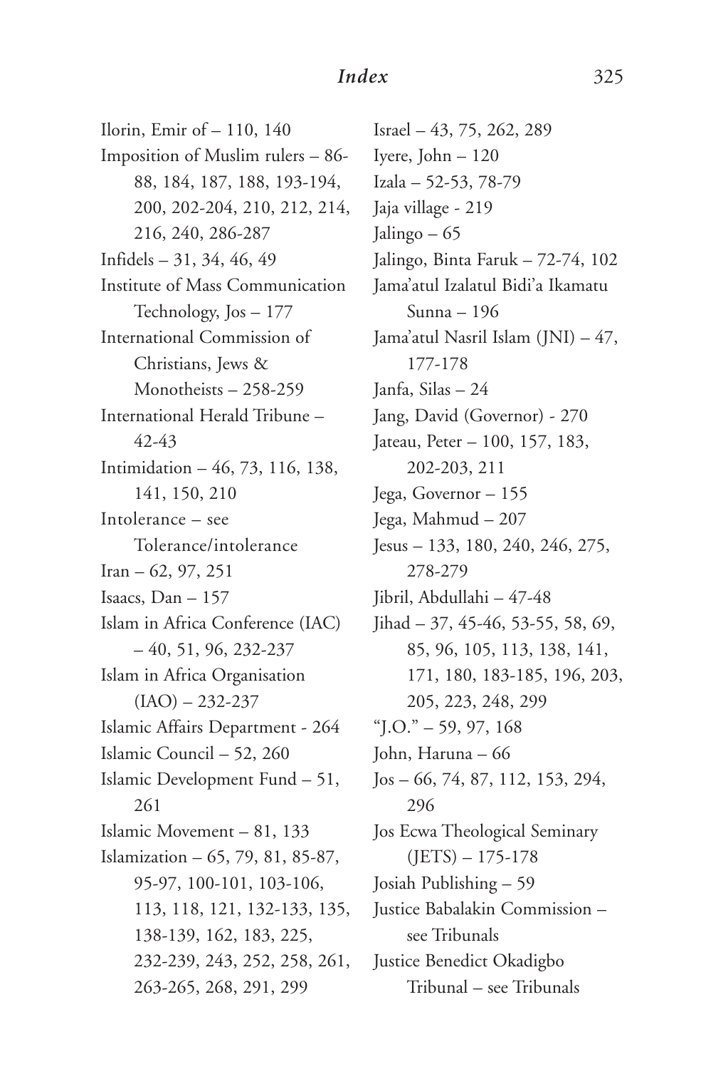Ilorin, Emir of – 110, 140
Imposition of Muslim rulers – 86-88, 184, 187, 188, 193-194, 200, 202-204, 210, 212, 214, 216, 240, 286-287
Infidels – 31, 34, 46, 49
Institute of Mass Communication Technology, Jos – 177
International Commission of Christians, Jews & Monotheists – 258-259
International Herald Tribune – 42-43
Intimidation – 46, 73, 116, 138, 141, 150, 210
Intolerance – see Tolerance/intolerance
Iran – 62, 97, 251
Isaacs, Dan – 157
Islam in Africa Conference (IAC) – 40, 51, 96, 232-237
Islam in Africa Organisation (IAO) – 232-237
Islamic Affairs Department - 264
Islamic Council – 52, 260
Islamic Development Fund – 51, 261
Islamic Movement – 81, 133
Islamization – 65, 79, 81, 85-87, 95-97, 100-101, 103-106, 113, 118, 121, 132-133, 135, 138-139, 162, 183, 225, 232-239, 243, 252, 258, 261, 263-265, 268, 291, 299
Israel – 43, 75, 262, 289
Iyere, John – 120
Izala – 52-53, 78-79
Jaja village - 219
Jalingo – 65
Jalingo, Binta Faruk – 72-74, 102
Jama'atul Izalatul Bidi'a Ikamatu Sunna – 196
Jama'atul Nasril Islam (JNI) – 47, 177-178
Janfa, Silas – 24
Jang, David (Governor) - 270
Jateau, Peter – 100, 157, 183, 202-203, 211
Jega, Governor – 155
Jega, Mahmud – 207
Jesus – 133, 180, 240, 246, 275, 278-279
Jibril, Abdullahi – 47-48
Jihad – 37, 45-46, 53-55, 58, 69, 85, 96, 105, 113, 138, 141, 171, 180, 183-185, 196, 203, 205, 223, 248, 299
"J.O." – 59, 97, 168
John, Haruna – 66
Jos – 66, 74, 87, 112, 153, 294, 296
Jos Ecwa Theological Seminary (JETS) – 175-178
Josiah Publishing – 59
Justice Babalakin Commission – see Tribunals
Justice Benedict Okadigbo Tribunal – see Tribunals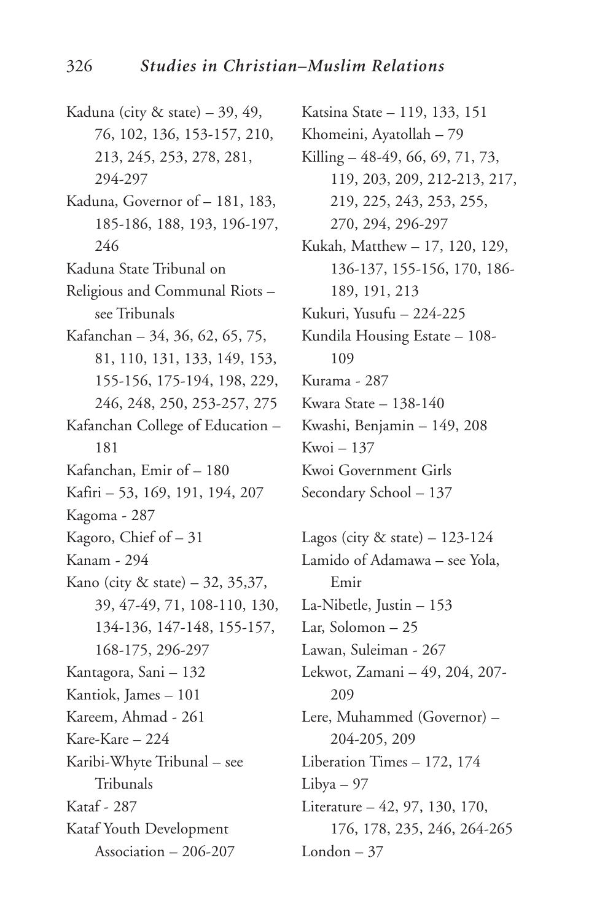Kaduna (city & state) – 39, 49, 76, 102, 136, 153-157, 210, 213, 245, 253, 278, 281, 294-297
Kaduna, Governor of – 181, 183, 185-186, 188, 193, 196-197, 246
Kaduna State Tribunal on Religious and Communal Riots – see Tribunals
Kafanchan – 34, 36, 62, 65, 75, 81, 110, 131, 133, 149, 153, 155-156, 175-194, 198, 229, 246, 248, 250, 253-257, 275
Kafanchan College of Education – 181
Kafanchan, Emir of – 180
Kafiri – 53, 169, 191, 194, 207
Kagoma - 287
Kagoro, Chief of – 31
Kanam - 294
Kano (city & state) – 32, 35,37, 39, 47-49, 71, 108-110, 130, 134-136, 147-148, 155-157, 168-175, 296-297
Kantagora, Sani – 132
Kantiok, James – 101
Kareem, Ahmad - 261
Kare-Kare – 224
Karibi-Whyte Tribunal – see Tribunals
Kataf - 287
Kataf Youth Development Association – 206-207
Katsina State – 119, 133, 151
Khomeini, Ayatollah – 79
Killing – 48-49, 66, 69, 71, 73, 119, 203, 209, 212-213, 217, 219, 225, 243, 253, 255, 270, 294, 296-297
Kukah, Matthew – 17, 120, 129, 136-137, 155-156, 170, 186-189, 191, 213
Kukuri, Yusufu – 224-225
Kundila Housing Estate – 108-109
Kurama - 287
Kwara State – 138-140
Kwashi, Benjamin – 149, 208
Kwoi – 137
Kwoi Government Girls Secondary School – 137

Lagos (city & state) – 123-124
Lamido of Adamawa – see Yola, Emir
La-Nibetle, Justin – 153
Lar, Solomon – 25
Lawan, Suleiman - 267
Lekwot, Zamani – 49, 204, 207-209
Lere, Muhammed (Governor) – 204-205, 209
Liberation Times – 172, 174
Libya – 97
Literature – 42, 97, 130, 170, 176, 178, 235, 246, 264-265
London – 37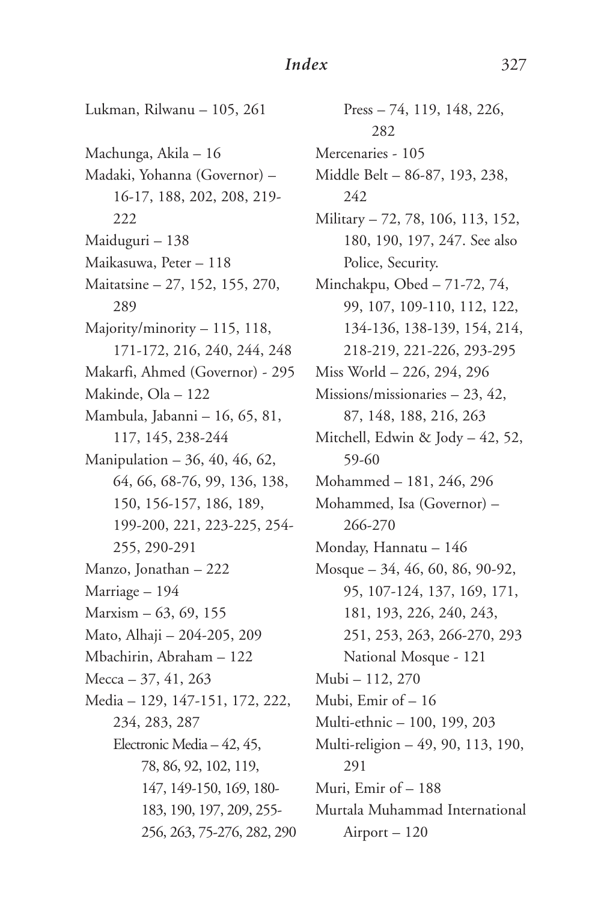Lukman, Rilwanu – 105, 261

Machunga, Akila – 16

Madaki, Yohanna (Governor) – 16-17, 188, 202, 208, 219-222

Maiduguri – 138

Maikasuwa, Peter – 118

Maitatsine – 27, 152, 155, 270, 289

Majority/minority – 115, 118, 171-172, 216, 240, 244, 248

Makarfi, Ahmed (Governor) - 295

Makinde, Ola – 122

Mambula, Jabanni – 16, 65, 81, 117, 145, 238-244

Manipulation – 36, 40, 46, 62, 64, 66, 68-76, 99, 136, 138, 150, 156-157, 186, 189, 199-200, 221, 223-225, 254-255, 290-291

Manzo, Jonathan – 222

Marriage – 194

Marxism – 63, 69, 155

Mato, Alhaji – 204-205, 209

Mbachirin, Abraham – 122

Mecca – 37, 41, 263

Media – 129, 147-151, 172, 222, 234, 283, 287
- Electronic Media – 42, 45, 78, 86, 92, 102, 119, 147, 149-150, 169, 180-183, 190, 197, 209, 255-256, 263, 75-276, 282, 290
- Press – 74, 119, 148, 226, 282

Mercenaries - 105

Middle Belt – 86-87, 193, 238, 242

Military – 72, 78, 106, 113, 152, 180, 190, 197, 247. See also Police, Security.

Minchakpu, Obed – 71-72, 74, 99, 107, 109-110, 112, 122, 134-136, 138-139, 154, 214, 218-219, 221-226, 293-295

Miss World – 226, 294, 296

Missions/missionaries – 23, 42, 87, 148, 188, 216, 263

Mitchell, Edwin & Jody – 42, 52, 59-60

Mohammed – 181, 246, 296

Mohammed, Isa (Governor) – 266-270

Monday, Hannatu – 146

Mosque – 34, 46, 60, 86, 90-92, 95, 107-124, 137, 169, 171, 181, 193, 226, 240, 243, 251, 253, 263, 266-270, 293
- National Mosque - 121

Mubi – 112, 270

Mubi, Emir of – 16

Multi-ethnic – 100, 199, 203

Multi-religion – 49, 90, 113, 190, 291

Muri, Emir of – 188

Murtala Muhammad International Airport – 120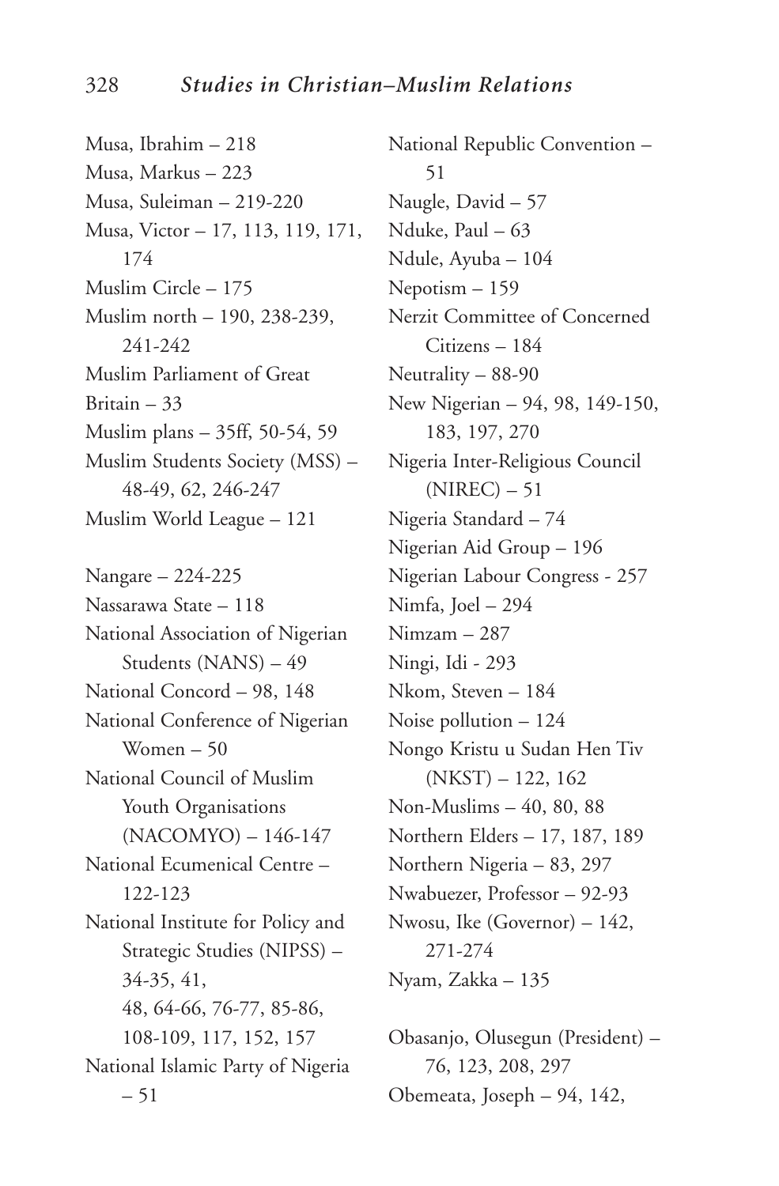Musa, Ibrahim – 218
Musa, Markus – 223
Musa, Suleiman – 219-220
Musa, Victor – 17, 113, 119, 171, 174
Muslim Circle – 175
Muslim north – 190, 238-239, 241-242
Muslim Parliament of Great
Britain – 33
Muslim plans – 35ff, 50-54, 59
Muslim Students Society (MSS) – 48-49, 62, 246-247
Muslim World League – 121

Nangare – 224-225
Nassarawa State – 118
National Association of Nigerian Students (NANS) – 49
National Concord – 98, 148
National Conference of Nigerian Women – 50
National Council of Muslim Youth Organisations (NACOMYO) – 146-147
National Ecumenical Centre – 122-123
National Institute for Policy and Strategic Studies (NIPSS) – 34-35, 41, 48, 64-66, 76-77, 85-86, 108-109, 117, 152, 157
National Islamic Party of Nigeria – 51
National Republic Convention – 51
Naugle, David – 57
Nduke, Paul – 63
Ndule, Ayuba – 104
Nepotism – 159
Nerzit Committee of Concerned Citizens – 184
Neutrality – 88-90
New Nigerian – 94, 98, 149-150, 183, 197, 270
Nigeria Inter-Religious Council (NIREC) – 51
Nigeria Standard – 74
Nigerian Aid Group – 196
Nigerian Labour Congress - 257
Nimfa, Joel – 294
Nimzam – 287
Ningi, Idi - 293
Nkom, Steven – 184
Noise pollution – 124
Nongo Kristu u Sudan Hen Tiv (NKST) – 122, 162
Non-Muslims – 40, 80, 88
Northern Elders – 17, 187, 189
Northern Nigeria – 83, 297
Nwabuezer, Professor – 92-93
Nwosu, Ike (Governor) – 142, 271-274
Nyam, Zakka – 135

Obasanjo, Olusegun (President) – 76, 123, 208, 297
Obemeata, Joseph – 94, 142,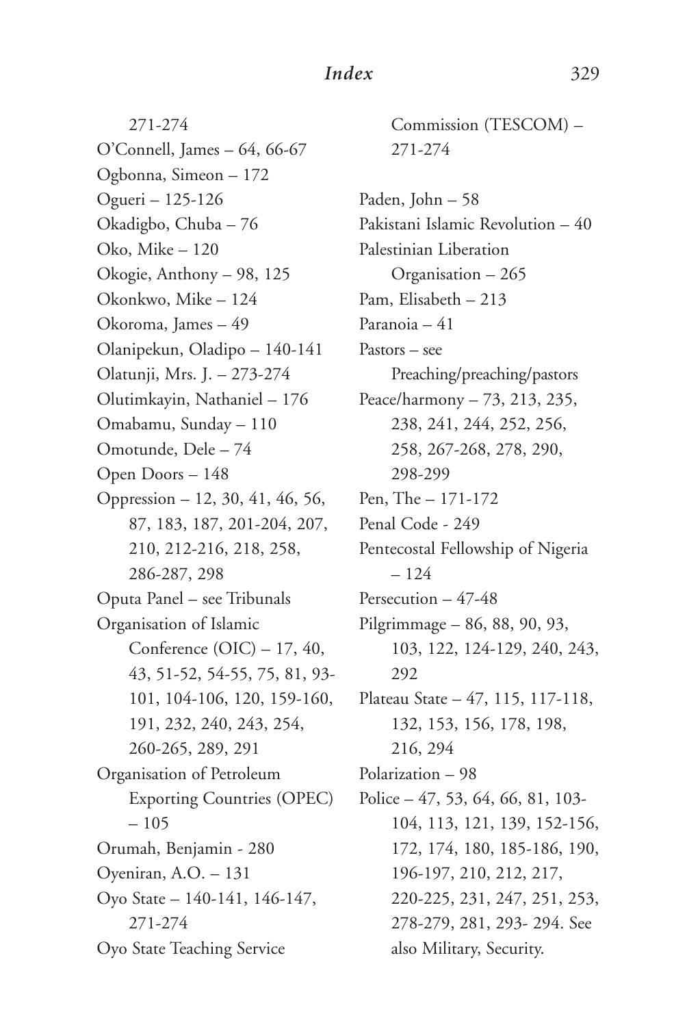271-274

O'Connell, James – 64, 66-67

Ogbonna, Simeon – 172

Ogueri – 125-126

Okadigbo, Chuba – 76

Oko, Mike – 120

Okogie, Anthony – 98, 125

Okonkwo, Mike – 124

Okoroma, James – 49

Olanipekun, Oladipo – 140-141

Olatunji, Mrs. J. – 273-274

Olutimkayin, Nathaniel – 176

Omabamu, Sunday – 110

Omotunde, Dele – 74

Open Doors – 148

Oppression – 12, 30, 41, 46, 56, 87, 183, 187, 201-204, 207, 210, 212-216, 218, 258, 286-287, 298

Oputa Panel – see Tribunals

Organisation of Islamic Conference (OIC) – 17, 40, 43, 51-52, 54-55, 75, 81, 93-101, 104-106, 120, 159-160, 191, 232, 240, 243, 254, 260-265, 289, 291

Organisation of Petroleum Exporting Countries (OPEC) – 105

Orumah, Benjamin - 280

Oyeniran, A.O. – 131

Oyo State – 140-141, 146-147, 271-274

Oyo State Teaching Service Commission (TESCOM) – 271-274

Paden, John – 58

Pakistani Islamic Revolution – 40

Palestinian Liberation Organisation – 265

Pam, Elisabeth – 213

Paranoia – 41

Pastors – see Preaching/preaching/pastors

Peace/harmony – 73, 213, 235, 238, 241, 244, 252, 256, 258, 267-268, 278, 290, 298-299

Pen, The – 171-172

Penal Code - 249

Pentecostal Fellowship of Nigeria – 124

Persecution – 47-48

Pilgrimmage – 86, 88, 90, 93, 103, 122, 124-129, 240, 243, 292

Plateau State – 47, 115, 117-118, 132, 153, 156, 178, 198, 216, 294

Polarization – 98

Police – 47, 53, 64, 66, 81, 103-104, 113, 121, 139, 152-156, 172, 174, 180, 185-186, 190, 196-197, 210, 212, 217, 220-225, 231, 247, 251, 253, 278-279, 281, 293- 294. See also Military, Security.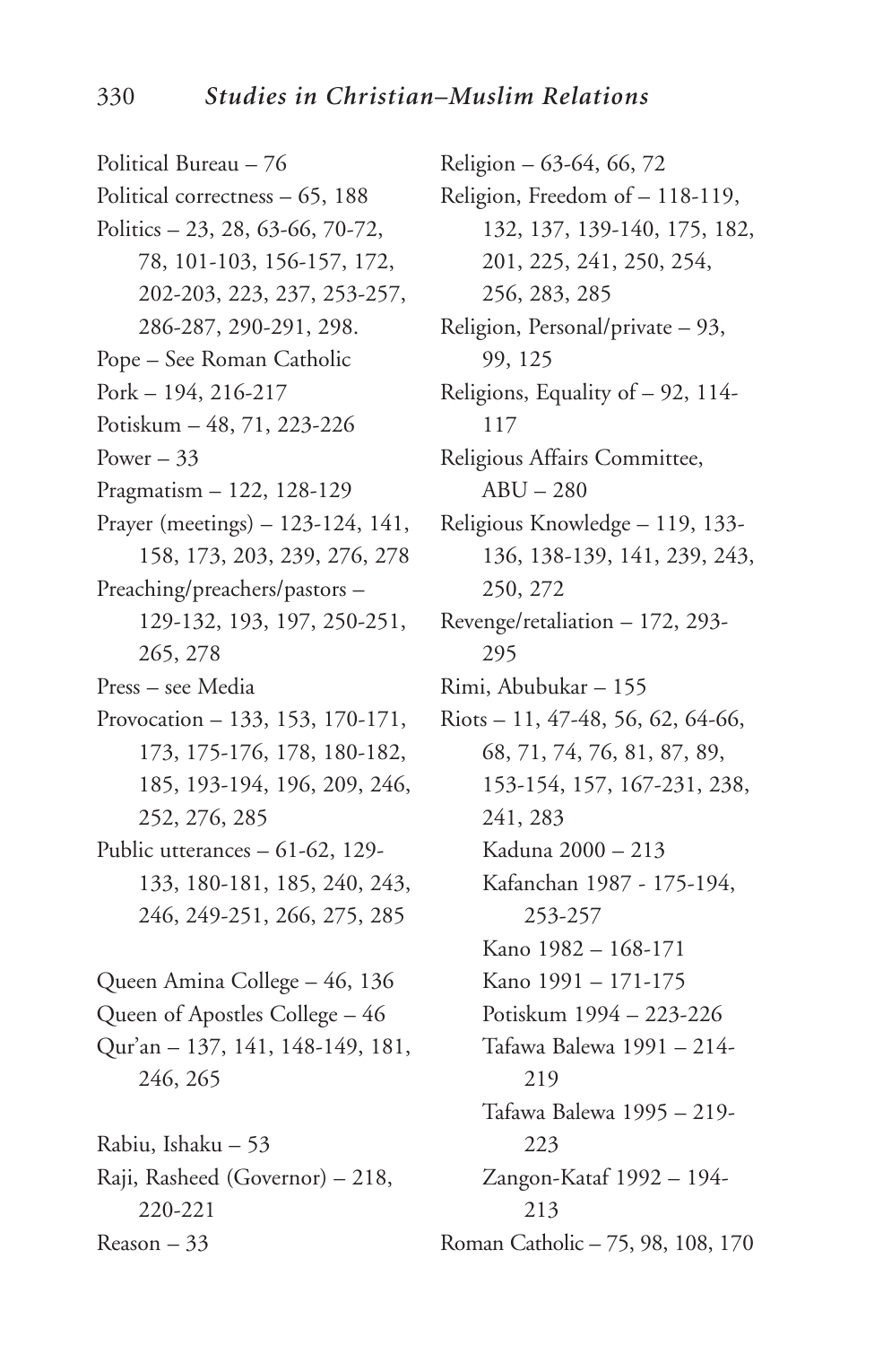Political Bureau – 76
Political correctness – 65, 188
Politics – 23, 28, 63-66, 70-72, 78, 101-103, 156-157, 172, 202-203, 223, 237, 253-257, 286-287, 290-291, 298.
Pope – See Roman Catholic
Pork – 194, 216-217
Potiskum – 48, 71, 223-226
Power – 33
Pragmatism – 122, 128-129
Prayer (meetings) – 123-124, 141, 158, 173, 203, 239, 276, 278
Preaching/preachers/pastors – 129-132, 193, 197, 250-251, 265, 278
Press – see Media
Provocation – 133, 153, 170-171, 173, 175-176, 178, 180-182, 185, 193-194, 196, 209, 246, 252, 276, 285
Public utterances – 61-62, 129-133, 180-181, 185, 240, 243, 246, 249-251, 266, 275, 285

Queen Amina College – 46, 136
Queen of Apostles College – 46
Qur'an – 137, 141, 148-149, 181, 246, 265

Rabiu, Ishaku – 53
Raji, Rasheed (Governor) – 218, 220-221
Reason – 33
Religion – 63-64, 66, 72
Religion, Freedom of – 118-119, 132, 137, 139-140, 175, 182, 201, 225, 241, 250, 254, 256, 283, 285
Religion, Personal/private – 93, 99, 125
Religions, Equality of – 92, 114-117
Religious Affairs Committee, ABU – 280
Religious Knowledge – 119, 133-136, 138-139, 141, 239, 243, 250, 272
Revenge/retaliation – 172, 293-295
Rimi, Abubukar – 155
Riots – 11, 47-48, 56, 62, 64-66, 68, 71, 74, 76, 81, 87, 89, 153-154, 157, 167-231, 238, 241, 283
- Kaduna 2000 – 213
- Kafanchan 1987 - 175-194, 253-257
- Kano 1982 – 168-171
- Kano 1991 – 171-175
- Potiskum 1994 – 223-226
- Tafawa Balewa 1991 – 214-219
- Tafawa Balewa 1995 – 219-223
- Zangon-Kataf 1992 – 194-213

Roman Catholic – 75, 98, 108, 170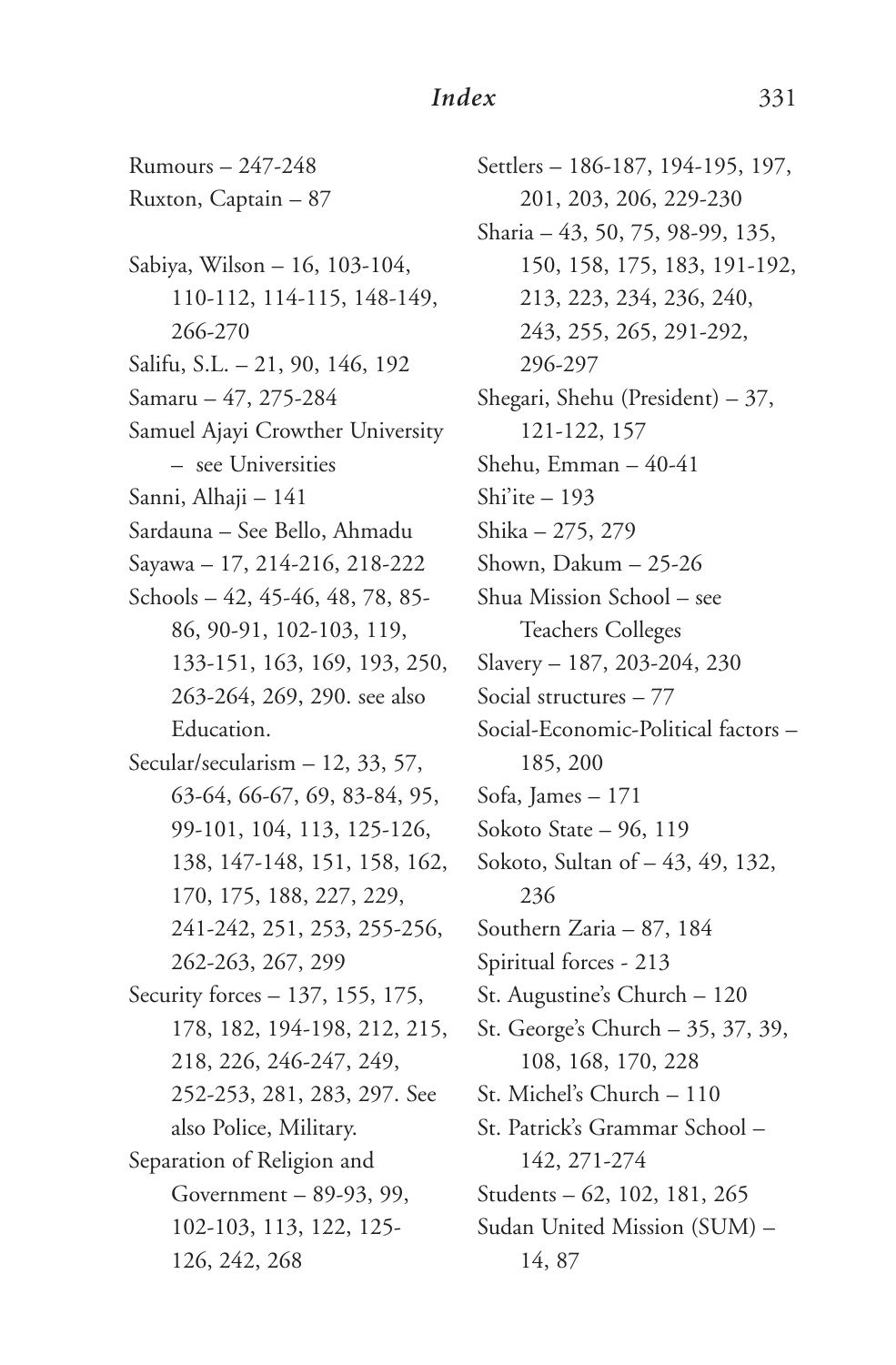Rumours – 247-248
Ruxton, Captain – 87

Sabiya, Wilson – 16, 103-104, 110-112, 114-115, 148-149, 266-270
Salifu, S.L. – 21, 90, 146, 192
Samaru – 47, 275-284
Samuel Ajayi Crowther University – see Universities
Sanni, Alhaji – 141
Sardauna – See Bello, Ahmadu
Sayawa – 17, 214-216, 218-222
Schools – 42, 45-46, 48, 78, 85-86, 90-91, 102-103, 119, 133-151, 163, 169, 193, 250, 263-264, 269, 290. see also Education.
Secular/secularism – 12, 33, 57, 63-64, 66-67, 69, 83-84, 95, 99-101, 104, 113, 125-126, 138, 147-148, 151, 158, 162, 170, 175, 188, 227, 229, 241-242, 251, 253, 255-256, 262-263, 267, 299
Security forces – 137, 155, 175, 178, 182, 194-198, 212, 215, 218, 226, 246-247, 249, 252-253, 281, 283, 297. See also Police, Military.
Separation of Religion and Government – 89-93, 99, 102-103, 113, 122, 125-126, 242, 268
Settlers – 186-187, 194-195, 197, 201, 203, 206, 229-230
Sharia – 43, 50, 75, 98-99, 135, 150, 158, 175, 183, 191-192, 213, 223, 234, 236, 240, 243, 255, 265, 291-292, 296-297
Shegari, Shehu (President) – 37, 121-122, 157
Shehu, Emman – 40-41
Shi'ite – 193
Shika – 275, 279
Shown, Dakum – 25-26
Shua Mission School – see Teachers Colleges
Slavery – 187, 203-204, 230
Social structures – 77
Social-Economic-Political factors – 185, 200
Sofa, James – 171
Sokoto State – 96, 119
Sokoto, Sultan of – 43, 49, 132, 236
Southern Zaria – 87, 184
Spiritual forces - 213
St. Augustine's Church – 120
St. George's Church – 35, 37, 39, 108, 168, 170, 228
St. Michel's Church – 110
St. Patrick's Grammar School – 142, 271-274
Students – 62, 102, 181, 265
Sudan United Mission (SUM) – 14, 87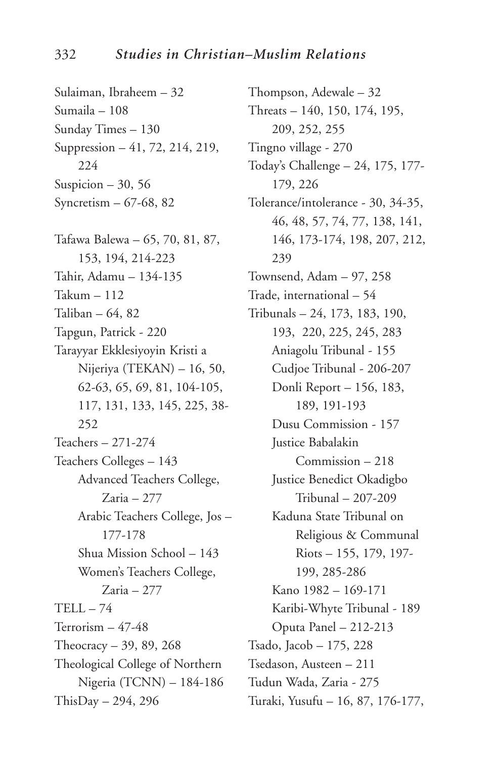Sulaiman, Ibraheem – 32
Sumaila – 108
Sunday Times – 130
Suppression – 41, 72, 214, 219, 224
Suspicion – 30, 56
Syncretism – 67-68, 82

Tafawa Balewa – 65, 70, 81, 87, 153, 194, 214-223
Tahir, Adamu – 134-135
Takum – 112
Taliban – 64, 82
Tapgun, Patrick - 220
Tarayyar Ekklesiyoyin Kristi a Nijeriya (TEKAN) – 16, 50, 62-63, 65, 69, 81, 104-105, 117, 131, 133, 145, 225, 38-252
Teachers – 271-274
Teachers Colleges – 143
  Advanced Teachers College, Zaria – 277
  Arabic Teachers College, Jos – 177-178
  Shua Mission School – 143
  Women's Teachers College, Zaria – 277
TELL – 74
Terrorism – 47-48
Theocracy – 39, 89, 268
Theological College of Northern Nigeria (TCNN) – 184-186
ThisDay – 294, 296
Thompson, Adewale – 32
Threats – 140, 150, 174, 195, 209, 252, 255
Tingno village - 270
Today's Challenge – 24, 175, 177-179, 226
Tolerance/intolerance - 30, 34-35, 46, 48, 57, 74, 77, 138, 141, 146, 173-174, 198, 207, 212, 239
Townsend, Adam – 97, 258
Trade, international – 54
Tribunals – 24, 173, 183, 190, 193, 220, 225, 245, 283
  Aniagolu Tribunal - 155
  Cudjoe Tribunal - 206-207
  Donli Report – 156, 183, 189, 191-193
  Dusu Commission - 157
  Justice Babalakin Commission – 218
  Justice Benedict Okadigbo Tribunal – 207-209
  Kaduna State Tribunal on Religious & Communal Riots – 155, 179, 197-199, 285-286
  Kano 1982 – 169-171
  Karibi-Whyte Tribunal - 189
  Oputa Panel – 212-213
Tsado, Jacob – 175, 228
Tsedason, Austeen – 211
Tudun Wada, Zaria - 275
Turaki, Yusufu – 16, 87, 176-177,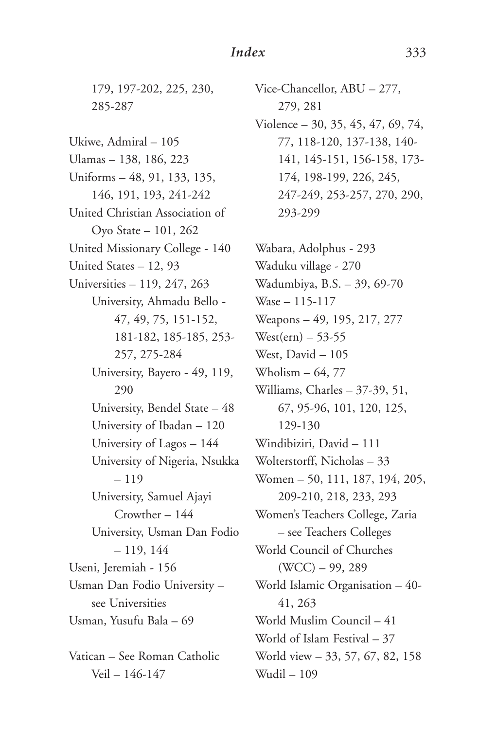179, 197-202, 225, 230, 285-287

Ukiwe, Admiral – 105
Ulamas – 138, 186, 223
Uniforms – 48, 91, 133, 135, 146, 191, 193, 241-242
United Christian Association of Oyo State – 101, 262
United Missionary College - 140
United States – 12, 93
Universities – 119, 247, 263
- University, Ahmadu Bello - 47, 49, 75, 151-152, 181-182, 185-185, 253-257, 275-284
- University, Bayero - 49, 119, 290
- University, Bendel State – 48
- University of Ibadan – 120
- University of Lagos – 144
- University of Nigeria, Nsukka – 119
- University, Samuel Ajayi Crowther – 144
- University, Usman Dan Fodio – 119, 144

Useni, Jeremiah - 156
Usman Dan Fodio University – see Universities
Usman, Yusufu Bala – 69

Vatican – See Roman Catholic
Veil – 146-147
Vice-Chancellor, ABU – 277, 279, 281
Violence – 30, 35, 45, 47, 69, 74, 77, 118-120, 137-138, 140-141, 145-151, 156-158, 173-174, 198-199, 226, 245, 247-249, 253-257, 270, 290, 293-299

Wabara, Adolphus - 293
Waduku village - 270
Wadumbiya, B.S. – 39, 69-70
Wase – 115-117
Weapons – 49, 195, 217, 277
West(ern) – 53-55
West, David – 105
Wholism – 64, 77
Williams, Charles – 37-39, 51, 67, 95-96, 101, 120, 125, 129-130
Windibiziri, David – 111
Wolterstorff, Nicholas – 33
Women – 50, 111, 187, 194, 205, 209-210, 218, 233, 293
Women's Teachers College, Zaria – see Teachers Colleges
World Council of Churches (WCC) – 99, 289
World Islamic Organisation – 40-41, 263
World Muslim Council – 41
World of Islam Festival – 37
World view – 33, 57, 67, 82, 158
Wudil – 109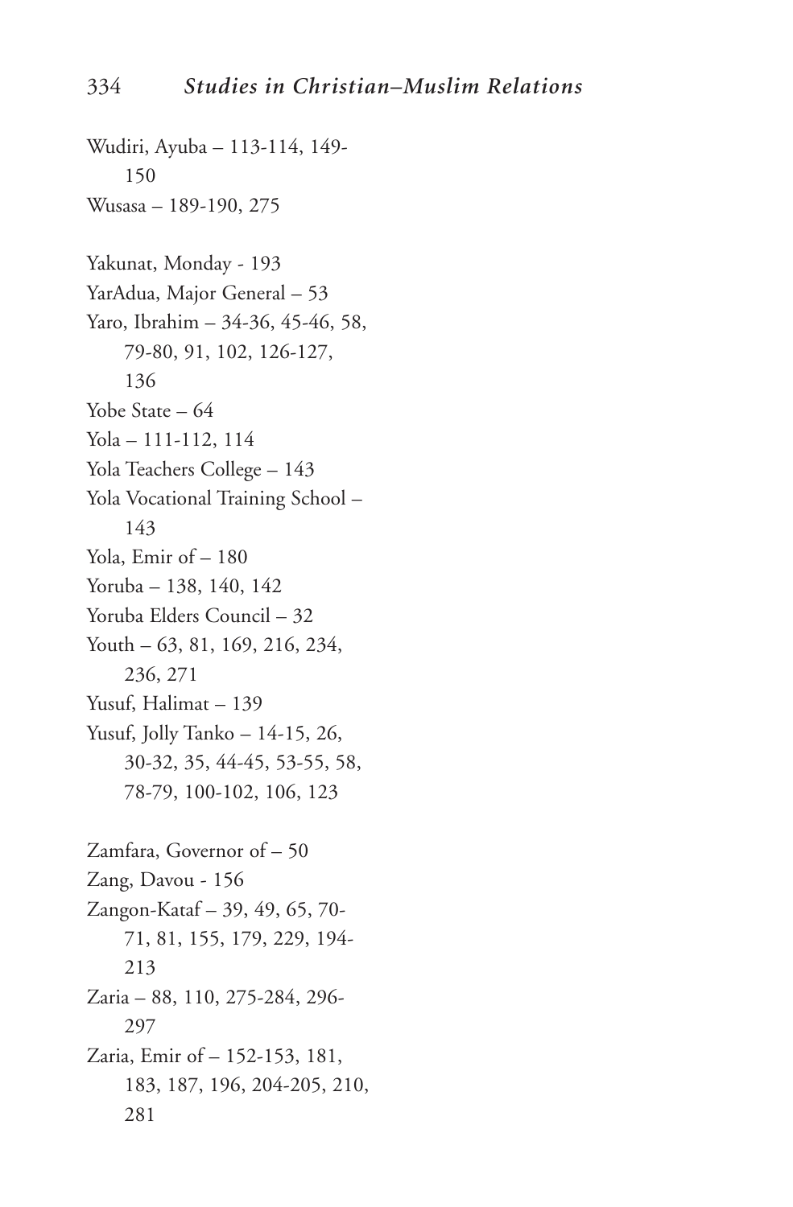Wudiri, Ayuba – 113-114, 149-150

Wusasa – 189-190, 275

Yakunat, Monday - 193

YarAdua, Major General – 53

Yaro, Ibrahim – 34-36, 45-46, 58, 79-80, 91, 102, 126-127, 136

Yobe State – 64

Yola – 111-112, 114

Yola Teachers College – 143

Yola Vocational Training School – 143

Yola, Emir of – 180

Yoruba – 138, 140, 142

Yoruba Elders Council – 32

Youth – 63, 81, 169, 216, 234, 236, 271

Yusuf, Halimat – 139

Yusuf, Jolly Tanko – 14-15, 26, 30-32, 35, 44-45, 53-55, 58, 78-79, 100-102, 106, 123

Zamfara, Governor of – 50

Zang, Davou - 156

Zangon-Kataf – 39, 49, 65, 70-71, 81, 155, 179, 229, 194-213

Zaria – 88, 110, 275-284, 296-297

Zaria, Emir of – 152-153, 181, 183, 187, 196, 204-205, 210, 281